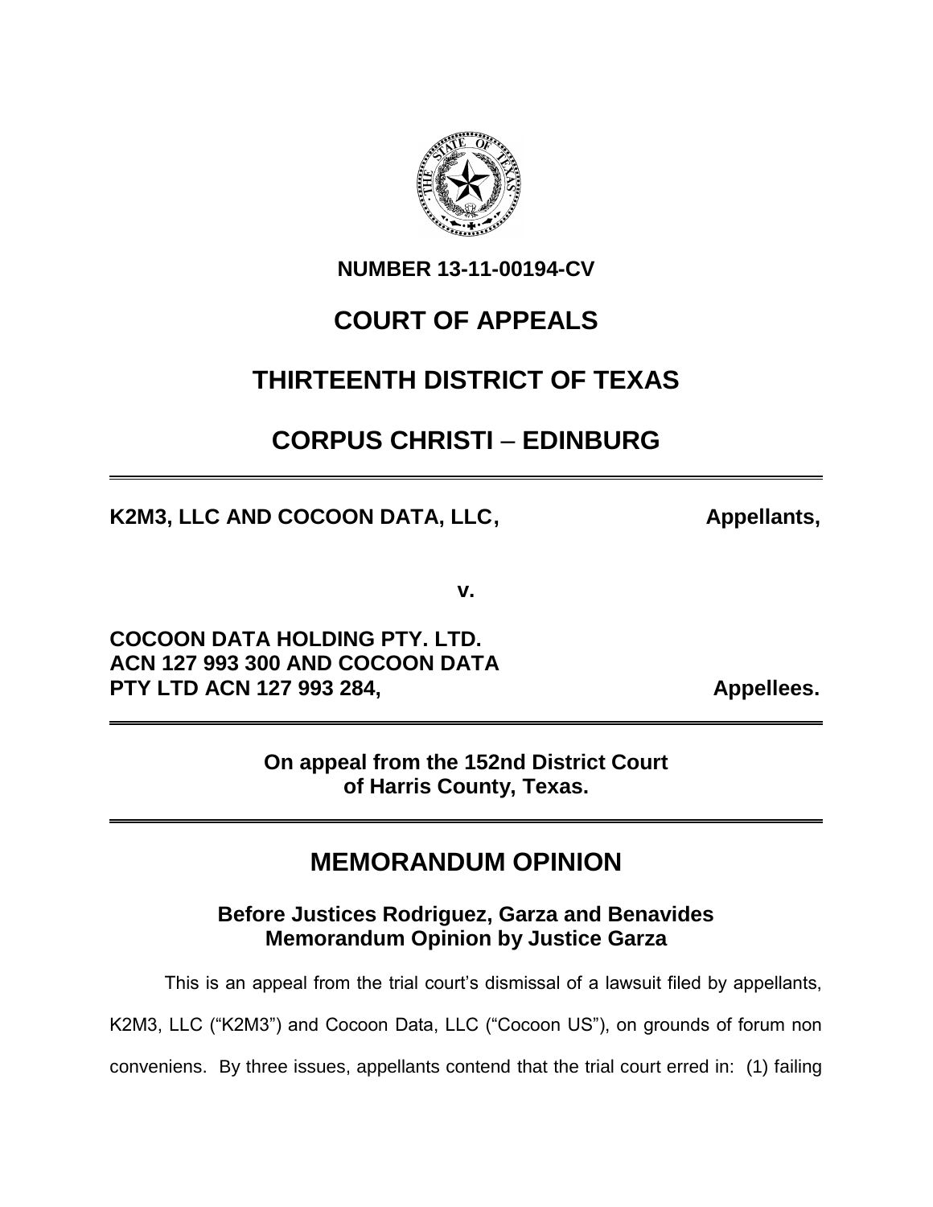**NUMBER 13-11-00194-CV**

# COURT OF APPEALS

# THIRTEENTH DISTRICT OF TEXAS

# CORPUS CHRISTI – EDINBURG

---

**K2M3, LLC AND COCOON DATA, LLC, Appellants,**

**v.**

**COCOON DATA HOLDING PTY. LTD. ACN 127 993 300 AND COCOON DATA PTY LTD ACN 127 993 284, Appellees.**

---

**On appeal from the 152nd District Court of Harris County, Texas.**

---

## MEMORANDUM OPINION

**Before Justices Rodriguez, Garza and Benavides**
**Memorandum Opinion by Justice Garza**

This is an appeal from the trial court's dismissal of a lawsuit filed by appellants, K2M3, LLC ("K2M3") and Cocoon Data, LLC ("Cocoon US"), on grounds of forum non conveniens. By three issues, appellants contend that the trial court erred in: (1) failing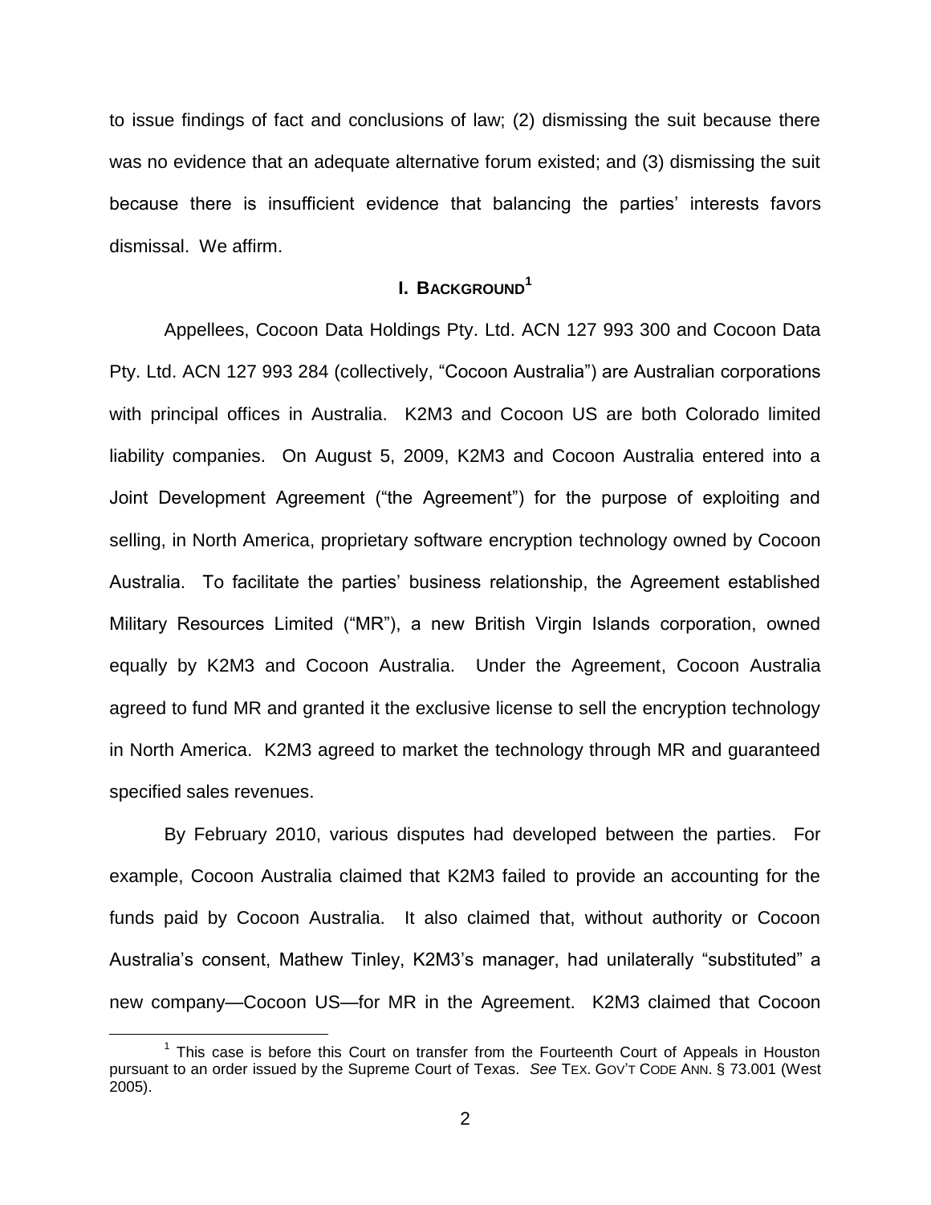to issue findings of fact and conclusions of law; (2) dismissing the suit because there was no evidence that an adequate alternative forum existed; and (3) dismissing the suit because there is insufficient evidence that balancing the parties' interests favors dismissal. We affirm.

## I. Background[1]

Appellees, Cocoon Data Holdings Pty. Ltd. ACN 127 993 300 and Cocoon Data Pty. Ltd. ACN 127 993 284 (collectively, "Cocoon Australia") are Australian corporations with principal offices in Australia. K2M3 and Cocoon US are both Colorado limited liability companies. On August 5, 2009, K2M3 and Cocoon Australia entered into a Joint Development Agreement ("the Agreement") for the purpose of exploiting and selling, in North America, proprietary software encryption technology owned by Cocoon Australia. To facilitate the parties' business relationship, the Agreement established Military Resources Limited ("MR"), a new British Virgin Islands corporation, owned equally by K2M3 and Cocoon Australia. Under the Agreement, Cocoon Australia agreed to fund MR and granted it the exclusive license to sell the encryption technology in North America. K2M3 agreed to market the technology through MR and guaranteed specified sales revenues.

By February 2010, various disputes had developed between the parties. For example, Cocoon Australia claimed that K2M3 failed to provide an accounting for the funds paid by Cocoon Australia. It also claimed that, without authority or Cocoon Australia's consent, Mathew Tinley, K2M3's manager, had unilaterally "substituted" a new company—Cocoon US—for MR in the Agreement. K2M3 claimed that Cocoon

[1] This case is before this Court on transfer from the Fourteenth Court of Appeals in Houston pursuant to an order issued by the Supreme Court of Texas. *See* TEX. GOV'T CODE ANN. § 73.001 (West 2005).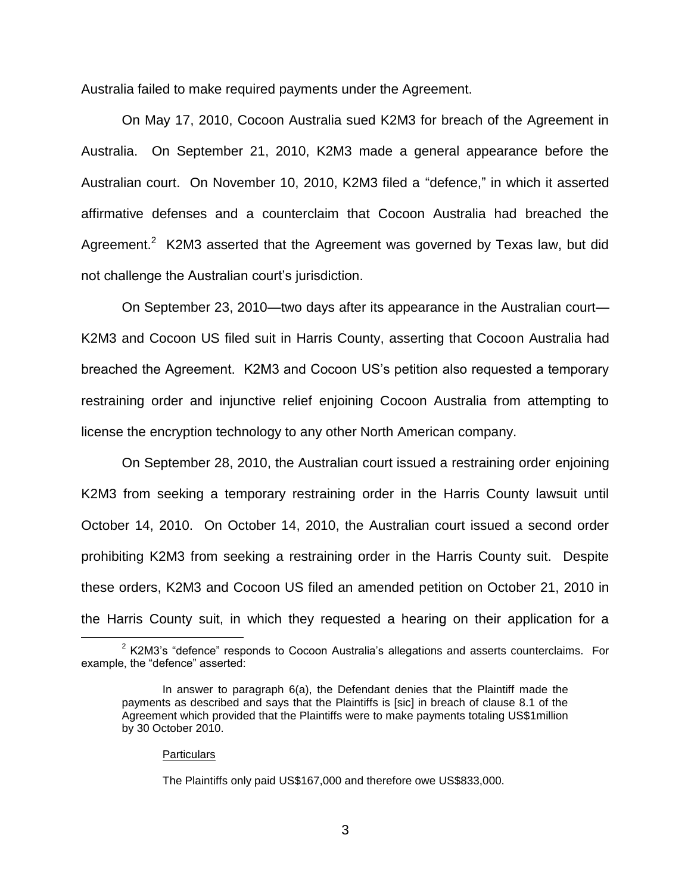Australia failed to make required payments under the Agreement.

On May 17, 2010, Cocoon Australia sued K2M3 for breach of the Agreement in Australia. On September 21, 2010, K2M3 made a general appearance before the Australian court. On November 10, 2010, K2M3 filed a "defence," in which it asserted affirmative defenses and a counterclaim that Cocoon Australia had breached the Agreement.[2] K2M3 asserted that the Agreement was governed by Texas law, but did not challenge the Australian court's jurisdiction.

On September 23, 2010—two days after its appearance in the Australian court—K2M3 and Cocoon US filed suit in Harris County, asserting that Cocoon Australia had breached the Agreement. K2M3 and Cocoon US's petition also requested a temporary restraining order and injunctive relief enjoining Cocoon Australia from attempting to license the encryption technology to any other North American company.

On September 28, 2010, the Australian court issued a restraining order enjoining K2M3 from seeking a temporary restraining order in the Harris County lawsuit until October 14, 2010. On October 14, 2010, the Australian court issued a second order prohibiting K2M3 from seeking a restraining order in the Harris County suit. Despite these orders, K2M3 and Cocoon US filed an amended petition on October 21, 2010 in the Harris County suit, in which they requested a hearing on their application for a

---

[2] K2M3's "defence" responds to Cocoon Australia's allegations and asserts counterclaims. For example, the "defence" asserted:

> In answer to paragraph 6(a), the Defendant denies that the Plaintiff made the payments as described and says that the Plaintiffs is [sic] in breach of clause 8.1 of the Agreement which provided that the Plaintiffs were to make payments totaling US$1million by 30 October 2010.
>
> Particulars
>
> The Plaintiffs only paid US$167,000 and therefore owe US$833,000.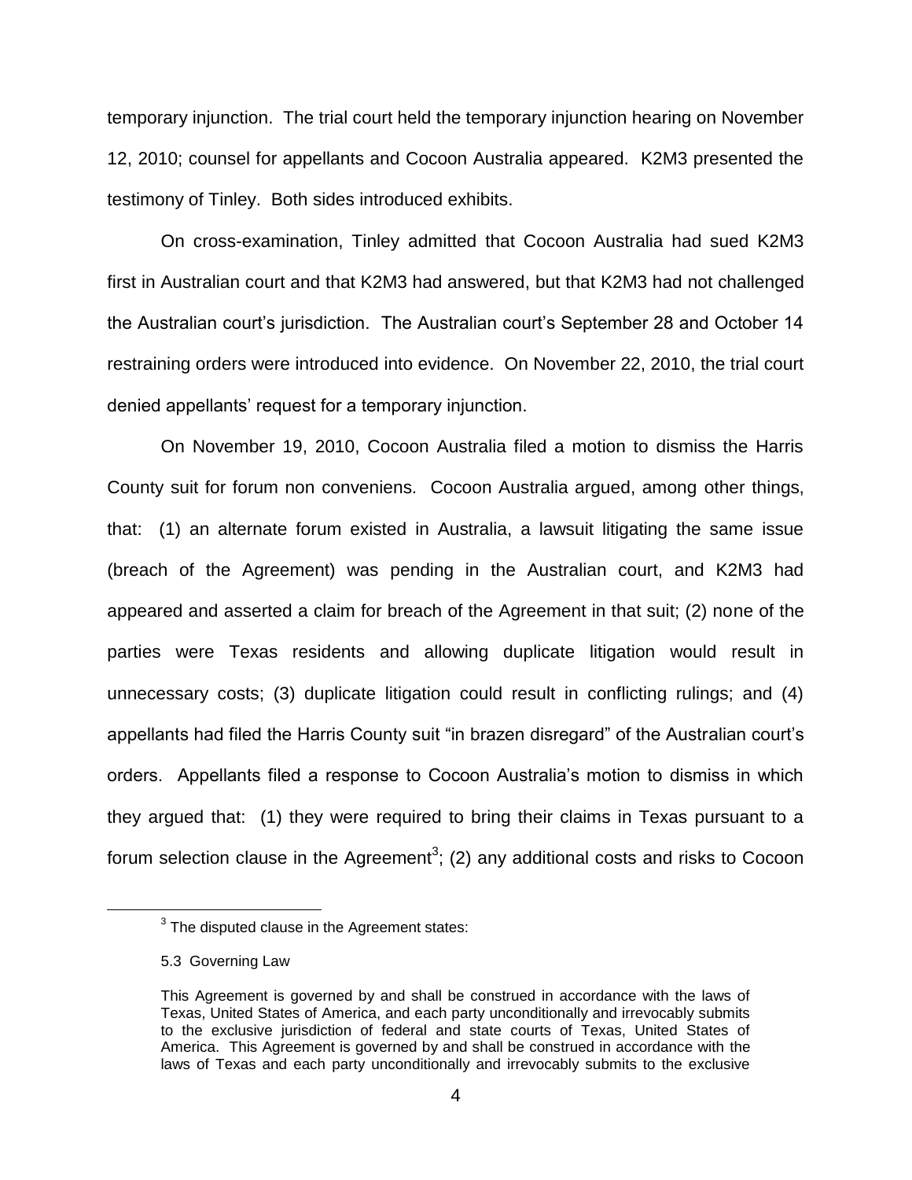temporary injunction. The trial court held the temporary injunction hearing on November 12, 2010; counsel for appellants and Cocoon Australia appeared. K2M3 presented the testimony of Tinley. Both sides introduced exhibits.

On cross-examination, Tinley admitted that Cocoon Australia had sued K2M3 first in Australian court and that K2M3 had answered, but that K2M3 had not challenged the Australian court's jurisdiction. The Australian court's September 28 and October 14 restraining orders were introduced into evidence. On November 22, 2010, the trial court denied appellants' request for a temporary injunction.

On November 19, 2010, Cocoon Australia filed a motion to dismiss the Harris County suit for forum non conveniens. Cocoon Australia argued, among other things, that: (1) an alternate forum existed in Australia, a lawsuit litigating the same issue (breach of the Agreement) was pending in the Australian court, and K2M3 had appeared and asserted a claim for breach of the Agreement in that suit; (2) none of the parties were Texas residents and allowing duplicate litigation would result in unnecessary costs; (3) duplicate litigation could result in conflicting rulings; and (4) appellants had filed the Harris County suit "in brazen disregard" of the Australian court's orders. Appellants filed a response to Cocoon Australia's motion to dismiss in which they argued that: (1) they were required to bring their claims in Texas pursuant to a forum selection clause in the Agreement[3]; (2) any additional costs and risks to Cocoon

---

[3] The disputed clause in the Agreement states:

5.3 Governing Law

This Agreement is governed by and shall be construed in accordance with the laws of Texas, United States of America, and each party unconditionally and irrevocably submits to the exclusive jurisdiction of federal and state courts of Texas, United States of America. This Agreement is governed by and shall be construed in accordance with the laws of Texas and each party unconditionally and irrevocably submits to the exclusive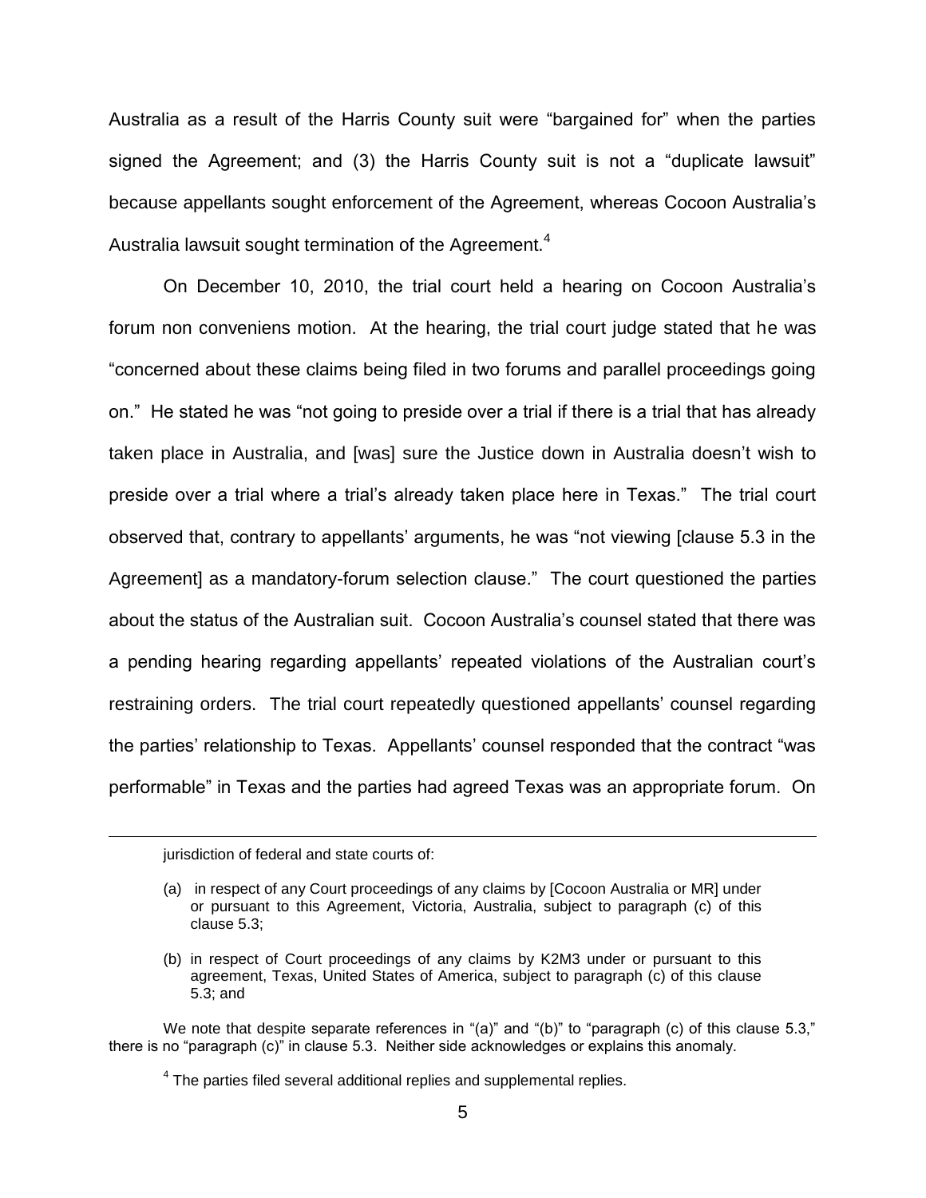Australia as a result of the Harris County suit were "bargained for" when the parties signed the Agreement; and (3) the Harris County suit is not a "duplicate lawsuit" because appellants sought enforcement of the Agreement, whereas Cocoon Australia's Australia lawsuit sought termination of the Agreement.[4]

On December 10, 2010, the trial court held a hearing on Cocoon Australia's forum non conveniens motion. At the hearing, the trial court judge stated that he was "concerned about these claims being filed in two forums and parallel proceedings going on." He stated he was "not going to preside over a trial if there is a trial that has already taken place in Australia, and [was] sure the Justice down in Australia doesn't wish to preside over a trial where a trial's already taken place here in Texas." The trial court observed that, contrary to appellants' arguments, he was "not viewing [clause 5.3 in the Agreement] as a mandatory-forum selection clause." The court questioned the parties about the status of the Australian suit. Cocoon Australia's counsel stated that there was a pending hearing regarding appellants' repeated violations of the Australian court's restraining orders. The trial court repeatedly questioned appellants' counsel regarding the parties' relationship to Texas. Appellants' counsel responded that the contract "was performable" in Texas and the parties had agreed Texas was an appropriate forum. On

---

jurisdiction of federal and state courts of:

(a) in respect of any Court proceedings of any claims by [Cocoon Australia or MR] under or pursuant to this Agreement, Victoria, Australia, subject to paragraph (c) of this clause 5.3;

(b) in respect of Court proceedings of any claims by K2M3 under or pursuant to this agreement, Texas, United States of America, subject to paragraph (c) of this clause 5.3; and

We note that despite separate references in "(a)" and "(b)" to "paragraph (c) of this clause 5.3," there is no "paragraph (c)" in clause 5.3. Neither side acknowledges or explains this anomaly.

[4] The parties filed several additional replies and supplemental replies.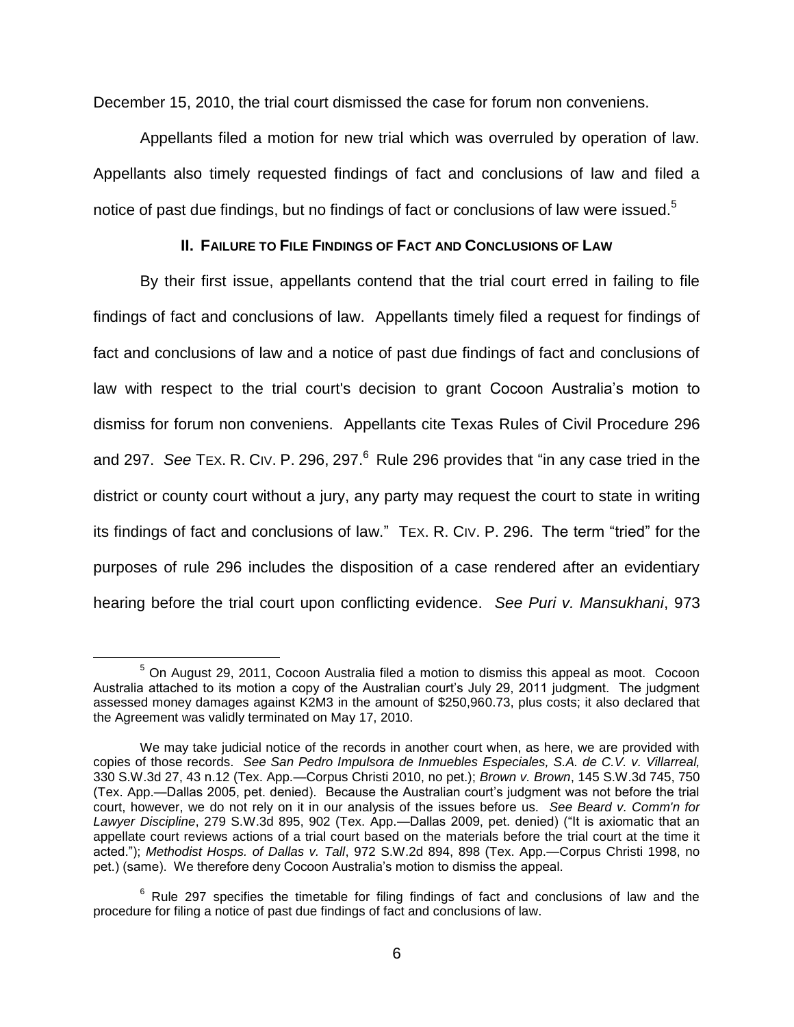December 15, 2010, the trial court dismissed the case for forum non conveniens.

Appellants filed a motion for new trial which was overruled by operation of law. Appellants also timely requested findings of fact and conclusions of law and filed a notice of past due findings, but no findings of fact or conclusions of law were issued.[5]

## II. Failure to File Findings of Fact and Conclusions of Law

By their first issue, appellants contend that the trial court erred in failing to file findings of fact and conclusions of law. Appellants timely filed a request for findings of fact and conclusions of law and a notice of past due findings of fact and conclusions of law with respect to the trial court's decision to grant Cocoon Australia's motion to dismiss for forum non conveniens. Appellants cite Texas Rules of Civil Procedure 296 and 297. *See* TEX. R. CIV. P. 296, 297.[6] Rule 296 provides that "in any case tried in the district or county court without a jury, any party may request the court to state in writing its findings of fact and conclusions of law." TEX. R. CIV. P. 296. The term "tried" for the purposes of rule 296 includes the disposition of a case rendered after an evidentiary hearing before the trial court upon conflicting evidence. *See Puri v. Mansukhani*, 973

---

[5] On August 29, 2011, Cocoon Australia filed a motion to dismiss this appeal as moot. Cocoon Australia attached to its motion a copy of the Australian court's July 29, 2011 judgment. The judgment assessed money damages against K2M3 in the amount of $250,960.73, plus costs; it also declared that the Agreement was validly terminated on May 17, 2010.

We may take judicial notice of the records in another court when, as here, we are provided with copies of those records. *See San Pedro Impulsora de Inmuebles Especiales, S.A. de C.V. v. Villarreal,* 330 S.W.3d 27, 43 n.12 (Tex. App.—Corpus Christi 2010, no pet.); *Brown v. Brown*, 145 S.W.3d 745, 750 (Tex. App.—Dallas 2005, pet. denied). Because the Australian court's judgment was not before the trial court, however, we do not rely on it in our analysis of the issues before us. *See Beard v. Comm'n for Lawyer Discipline*, 279 S.W.3d 895, 902 (Tex. App.—Dallas 2009, pet. denied) ("It is axiomatic that an appellate court reviews actions of a trial court based on the materials before the trial court at the time it acted."); *Methodist Hosps. of Dallas v. Tall*, 972 S.W.2d 894, 898 (Tex. App.—Corpus Christi 1998, no pet.) (same). We therefore deny Cocoon Australia's motion to dismiss the appeal.

[6] Rule 297 specifies the timetable for filing findings of fact and conclusions of law and the procedure for filing a notice of past due findings of fact and conclusions of law.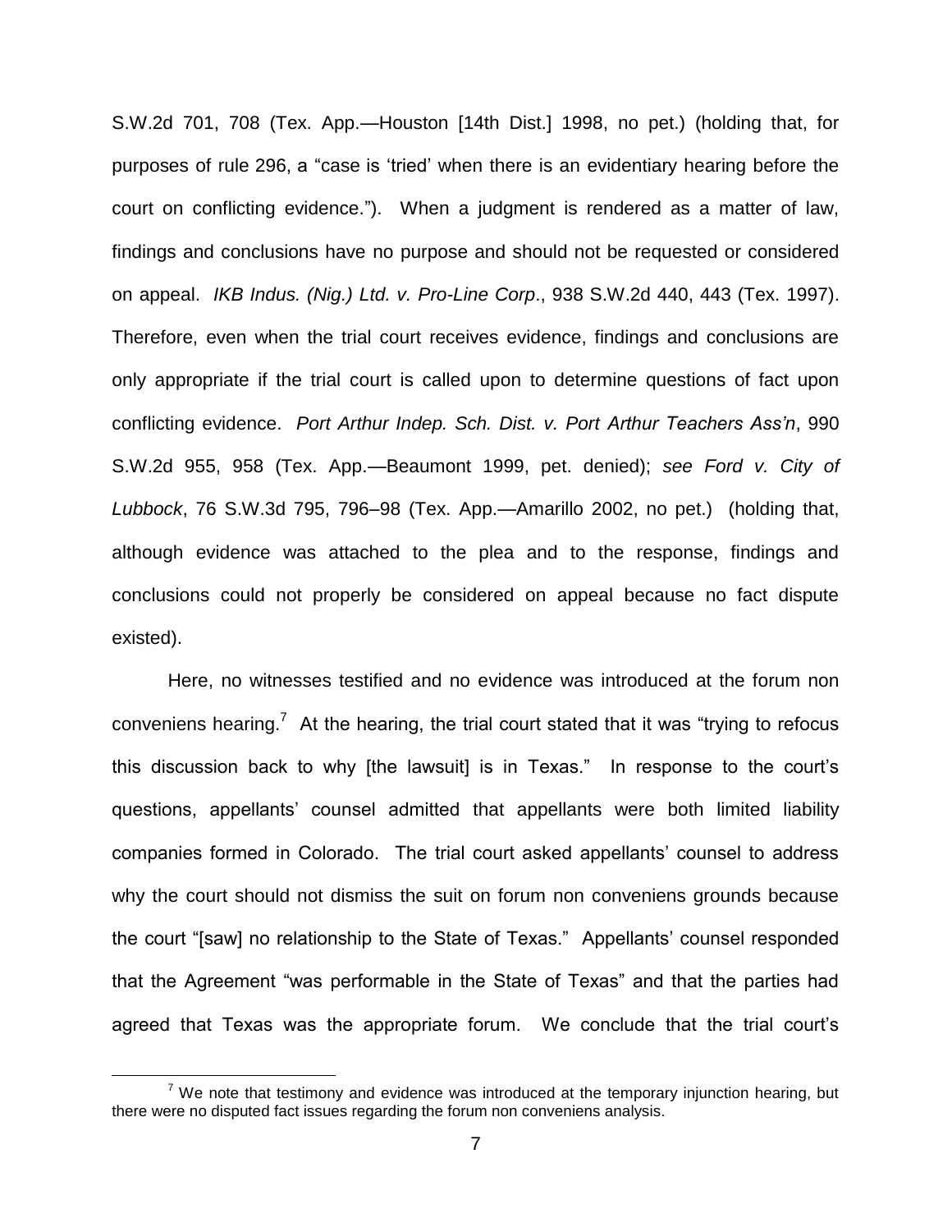S.W.2d 701, 708 (Tex. App.—Houston [14th Dist.] 1998, no pet.) (holding that, for purposes of rule 296, a "case is 'tried' when there is an evidentiary hearing before the court on conflicting evidence."). When a judgment is rendered as a matter of law, findings and conclusions have no purpose and should not be requested or considered on appeal. *IKB Indus. (Nig.) Ltd. v. Pro-Line Corp*., 938 S.W.2d 440, 443 (Tex. 1997). Therefore, even when the trial court receives evidence, findings and conclusions are only appropriate if the trial court is called upon to determine questions of fact upon conflicting evidence. *Port Arthur Indep. Sch. Dist. v. Port Arthur Teachers Ass'n*, 990 S.W.2d 955, 958 (Tex. App.—Beaumont 1999, pet. denied); *see Ford v. City of Lubbock*, 76 S.W.3d 795, 796–98 (Tex. App.—Amarillo 2002, no pet.) (holding that, although evidence was attached to the plea and to the response, findings and conclusions could not properly be considered on appeal because no fact dispute existed).

Here, no witnesses testified and no evidence was introduced at the forum non conveniens hearing.[7] At the hearing, the trial court stated that it was "trying to refocus this discussion back to why [the lawsuit] is in Texas." In response to the court's questions, appellants' counsel admitted that appellants were both limited liability companies formed in Colorado. The trial court asked appellants' counsel to address why the court should not dismiss the suit on forum non conveniens grounds because the court "[saw] no relationship to the State of Texas." Appellants' counsel responded that the Agreement "was performable in the State of Texas" and that the parties had agreed that Texas was the appropriate forum. We conclude that the trial court's

[7] We note that testimony and evidence was introduced at the temporary injunction hearing, but there were no disputed fact issues regarding the forum non conveniens analysis.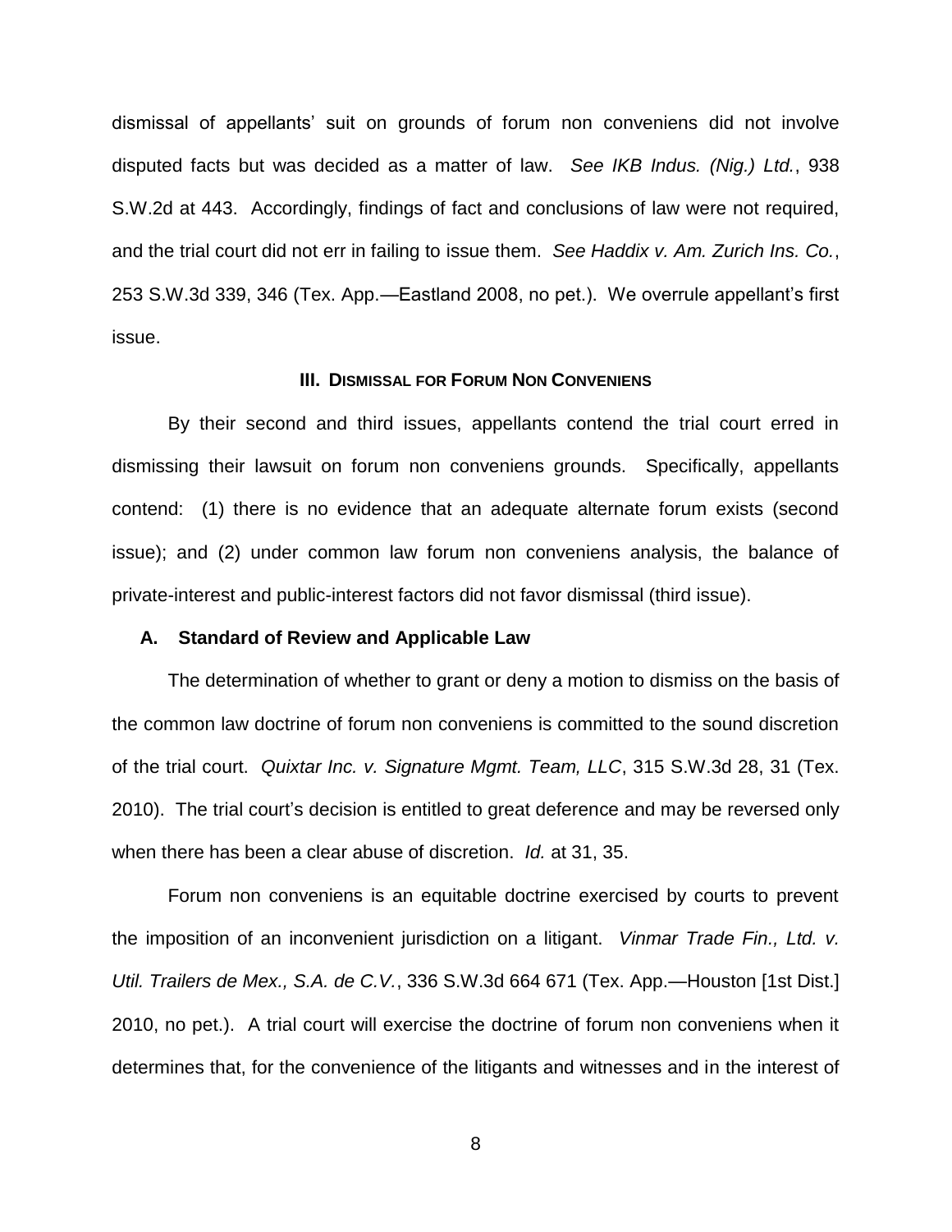dismissal of appellants' suit on grounds of forum non conveniens did not involve disputed facts but was decided as a matter of law. *See IKB Indus. (Nig.) Ltd.*, 938 S.W.2d at 443. Accordingly, findings of fact and conclusions of law were not required, and the trial court did not err in failing to issue them. *See Haddix v. Am. Zurich Ins. Co.*, 253 S.W.3d 339, 346 (Tex. App.—Eastland 2008, no pet.). We overrule appellant's first issue.

## III. Dismissal for Forum Non Conveniens

By their second and third issues, appellants contend the trial court erred in dismissing their lawsuit on forum non conveniens grounds. Specifically, appellants contend: (1) there is no evidence that an adequate alternate forum exists (second issue); and (2) under common law forum non conveniens analysis, the balance of private-interest and public-interest factors did not favor dismissal (third issue).

### A. Standard of Review and Applicable Law

The determination of whether to grant or deny a motion to dismiss on the basis of the common law doctrine of forum non conveniens is committed to the sound discretion of the trial court. *Quixtar Inc. v. Signature Mgmt. Team, LLC*, 315 S.W.3d 28, 31 (Tex. 2010). The trial court's decision is entitled to great deference and may be reversed only when there has been a clear abuse of discretion. *Id.* at 31, 35.

Forum non conveniens is an equitable doctrine exercised by courts to prevent the imposition of an inconvenient jurisdiction on a litigant. *Vinmar Trade Fin., Ltd. v. Util. Trailers de Mex., S.A. de C.V.*, 336 S.W.3d 664 671 (Tex. App.—Houston [1st Dist.] 2010, no pet.). A trial court will exercise the doctrine of forum non conveniens when it determines that, for the convenience of the litigants and witnesses and in the interest of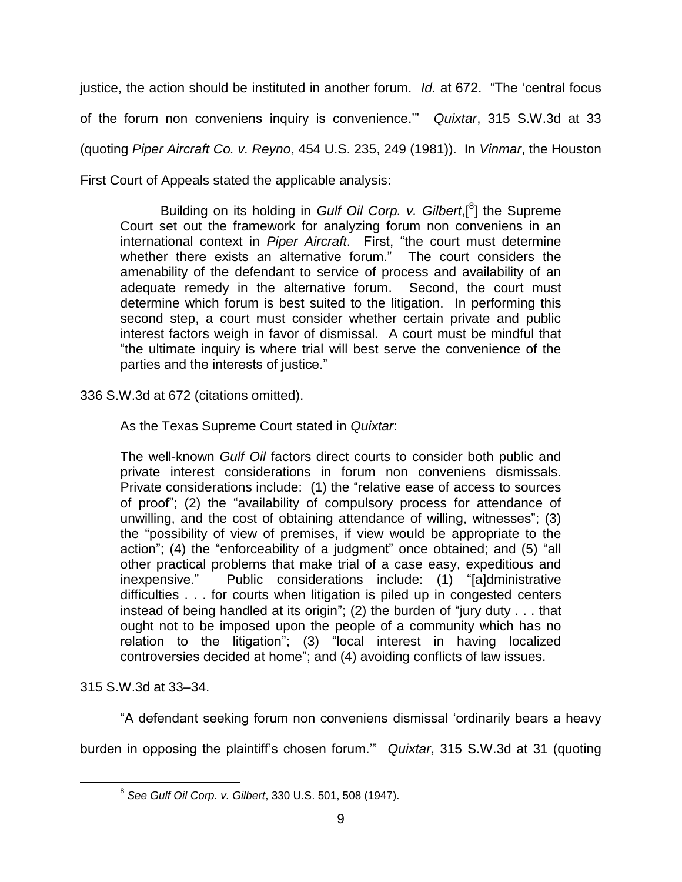justice, the action should be instituted in another forum. *Id.* at 672. "The 'central focus of the forum non conveniens inquiry is convenience.'" *Quixtar*, 315 S.W.3d at 33 (quoting *Piper Aircraft Co. v. Reyno*, 454 U.S. 235, 249 (1981)). In *Vinmar*, the Houston First Court of Appeals stated the applicable analysis:

> Building on its holding in *Gulf Oil Corp. v. Gilbert*,[8] the Supreme Court set out the framework for analyzing forum non conveniens in an international context in *Piper Aircraft*. First, "the court must determine whether there exists an alternative forum." The court considers the amenability of the defendant to service of process and availability of an adequate remedy in the alternative forum. Second, the court must determine which forum is best suited to the litigation. In performing this second step, a court must consider whether certain private and public interest factors weigh in favor of dismissal. A court must be mindful that "the ultimate inquiry is where trial will best serve the convenience of the parties and the interests of justice."

336 S.W.3d at 672 (citations omitted).

As the Texas Supreme Court stated in *Quixtar*:

> The well-known *Gulf Oil* factors direct courts to consider both public and private interest considerations in forum non conveniens dismissals. Private considerations include: (1) the "relative ease of access to sources of proof"; (2) the "availability of compulsory process for attendance of unwilling, and the cost of obtaining attendance of willing, witnesses"; (3) the "possibility of view of premises, if view would be appropriate to the action"; (4) the "enforceability of a judgment" once obtained; and (5) "all other practical problems that make trial of a case easy, expeditious and inexpensive." Public considerations include: (1) "[a]dministrative difficulties . . . for courts when litigation is piled up in congested centers instead of being handled at its origin"; (2) the burden of "jury duty . . . that ought not to be imposed upon the people of a community which has no relation to the litigation"; (3) "local interest in having localized controversies decided at home"; and (4) avoiding conflicts of law issues.

315 S.W.3d at 33–34.

"A defendant seeking forum non conveniens dismissal 'ordinarily bears a heavy burden in opposing the plaintiff's chosen forum.'" *Quixtar*, 315 S.W.3d at 31 (quoting

---

[8] *See Gulf Oil Corp. v. Gilbert*, 330 U.S. 501, 508 (1947).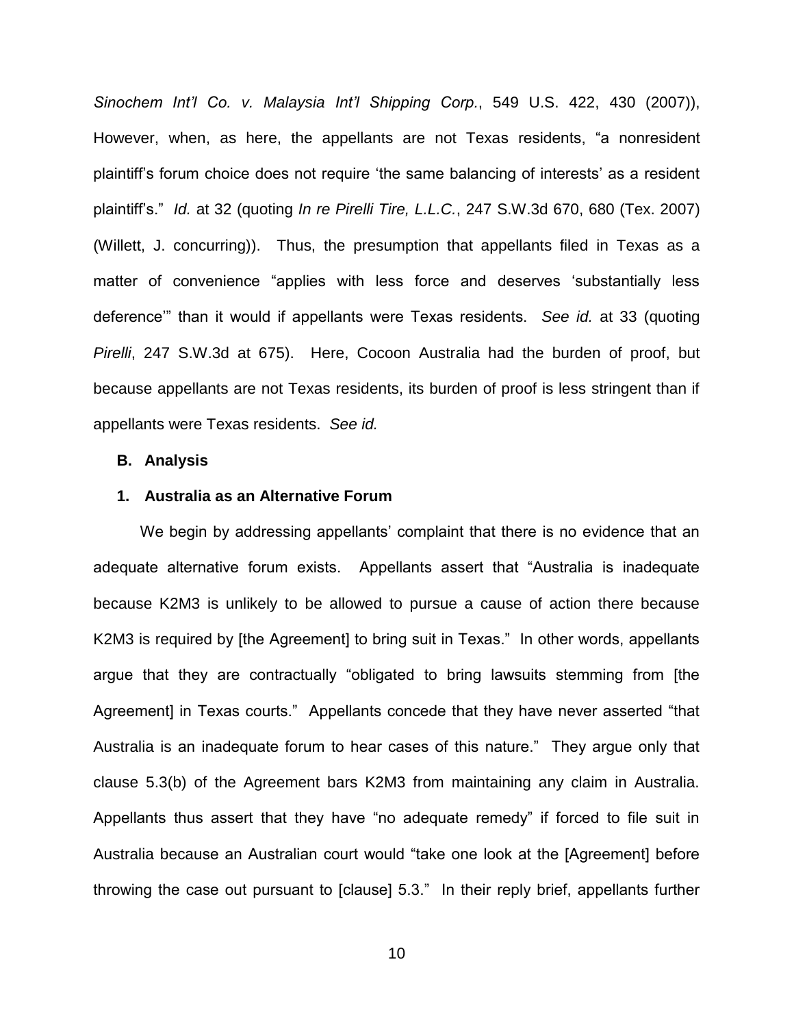*Sinochem Int'l Co. v. Malaysia Int'l Shipping Corp.*, 549 U.S. 422, 430 (2007)), However, when, as here, the appellants are not Texas residents, "a nonresident plaintiff's forum choice does not require 'the same balancing of interests' as a resident plaintiff's." *Id.* at 32 (quoting *In re Pirelli Tire, L.L.C.*, 247 S.W.3d 670, 680 (Tex. 2007) (Willett, J. concurring)). Thus, the presumption that appellants filed in Texas as a matter of convenience "applies with less force and deserves 'substantially less deference'" than it would if appellants were Texas residents. *See id.* at 33 (quoting *Pirelli*, 247 S.W.3d at 675). Here, Cocoon Australia had the burden of proof, but because appellants are not Texas residents, its burden of proof is less stringent than if appellants were Texas residents. *See id.*

**B. Analysis**

**1. Australia as an Alternative Forum**

We begin by addressing appellants' complaint that there is no evidence that an adequate alternative forum exists. Appellants assert that "Australia is inadequate because K2M3 is unlikely to be allowed to pursue a cause of action there because K2M3 is required by [the Agreement] to bring suit in Texas." In other words, appellants argue that they are contractually "obligated to bring lawsuits stemming from [the Agreement] in Texas courts." Appellants concede that they have never asserted "that Australia is an inadequate forum to hear cases of this nature." They argue only that clause 5.3(b) of the Agreement bars K2M3 from maintaining any claim in Australia. Appellants thus assert that they have "no adequate remedy" if forced to file suit in Australia because an Australian court would "take one look at the [Agreement] before throwing the case out pursuant to [clause] 5.3." In their reply brief, appellants further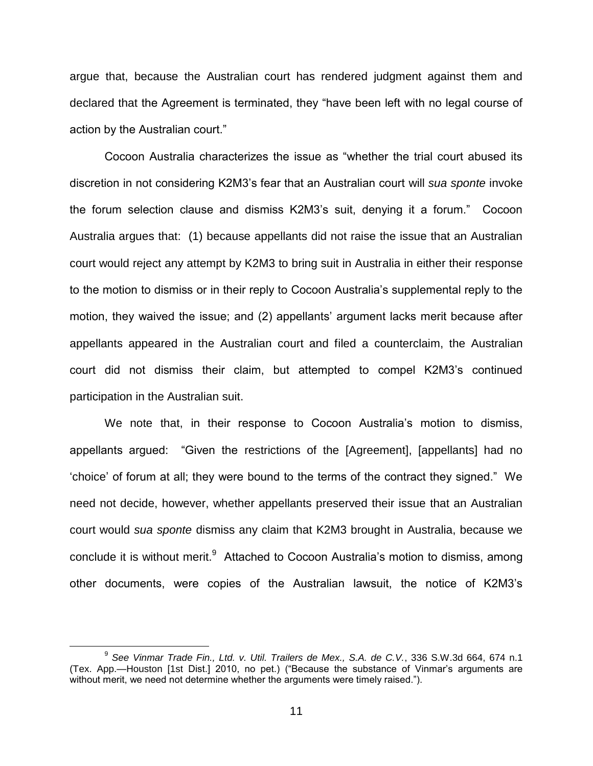argue that, because the Australian court has rendered judgment against them and declared that the Agreement is terminated, they "have been left with no legal course of action by the Australian court."

Cocoon Australia characterizes the issue as "whether the trial court abused its discretion in not considering K2M3's fear that an Australian court will *sua sponte* invoke the forum selection clause and dismiss K2M3's suit, denying it a forum." Cocoon Australia argues that: (1) because appellants did not raise the issue that an Australian court would reject any attempt by K2M3 to bring suit in Australia in either their response to the motion to dismiss or in their reply to Cocoon Australia's supplemental reply to the motion, they waived the issue; and (2) appellants' argument lacks merit because after appellants appeared in the Australian court and filed a counterclaim, the Australian court did not dismiss their claim, but attempted to compel K2M3's continued participation in the Australian suit.

We note that, in their response to Cocoon Australia's motion to dismiss, appellants argued: "Given the restrictions of the [Agreement], [appellants] had no 'choice' of forum at all; they were bound to the terms of the contract they signed." We need not decide, however, whether appellants preserved their issue that an Australian court would *sua sponte* dismiss any claim that K2M3 brought in Australia, because we conclude it is without merit.[9] Attached to Cocoon Australia's motion to dismiss, among other documents, were copies of the Australian lawsuit, the notice of K2M3's

---

[9] *See Vinmar Trade Fin., Ltd. v. Util. Trailers de Mex., S.A. de C.V.*, 336 S.W.3d 664, 674 n.1 (Tex. App.—Houston [1st Dist.] 2010, no pet.) ("Because the substance of Vinmar's arguments are without merit, we need not determine whether the arguments were timely raised.").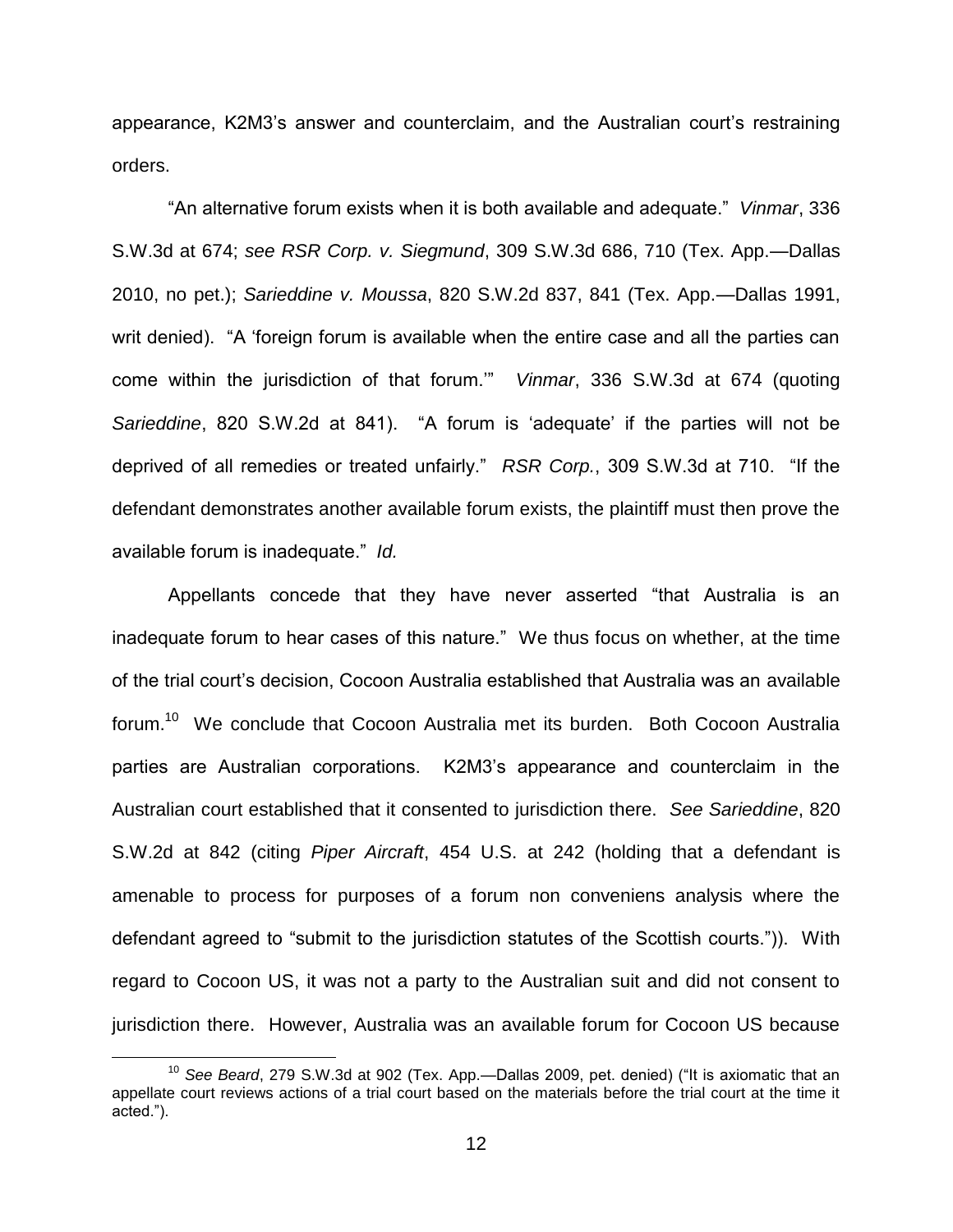appearance, K2M3's answer and counterclaim, and the Australian court's restraining orders.

"An alternative forum exists when it is both available and adequate." *Vinmar*, 336 S.W.3d at 674; *see RSR Corp. v. Siegmund*, 309 S.W.3d 686, 710 (Tex. App.—Dallas 2010, no pet.); *Sarieddine v. Moussa*, 820 S.W.2d 837, 841 (Tex. App.—Dallas 1991, writ denied). "A 'foreign forum is available when the entire case and all the parties can come within the jurisdiction of that forum.'" *Vinmar*, 336 S.W.3d at 674 (quoting *Sarieddine*, 820 S.W.2d at 841). "A forum is 'adequate' if the parties will not be deprived of all remedies or treated unfairly." *RSR Corp.*, 309 S.W.3d at 710. "If the defendant demonstrates another available forum exists, the plaintiff must then prove the available forum is inadequate." *Id.*

Appellants concede that they have never asserted "that Australia is an inadequate forum to hear cases of this nature." We thus focus on whether, at the time of the trial court's decision, Cocoon Australia established that Australia was an available forum.[10] We conclude that Cocoon Australia met its burden. Both Cocoon Australia parties are Australian corporations. K2M3's appearance and counterclaim in the Australian court established that it consented to jurisdiction there. *See Sarieddine*, 820 S.W.2d at 842 (citing *Piper Aircraft*, 454 U.S. at 242 (holding that a defendant is amenable to process for purposes of a forum non conveniens analysis where the defendant agreed to "submit to the jurisdiction statutes of the Scottish courts.")). With regard to Cocoon US, it was not a party to the Australian suit and did not consent to jurisdiction there. However, Australia was an available forum for Cocoon US because

---

[10] *See Beard*, 279 S.W.3d at 902 (Tex. App.—Dallas 2009, pet. denied) ("It is axiomatic that an appellate court reviews actions of a trial court based on the materials before the trial court at the time it acted.").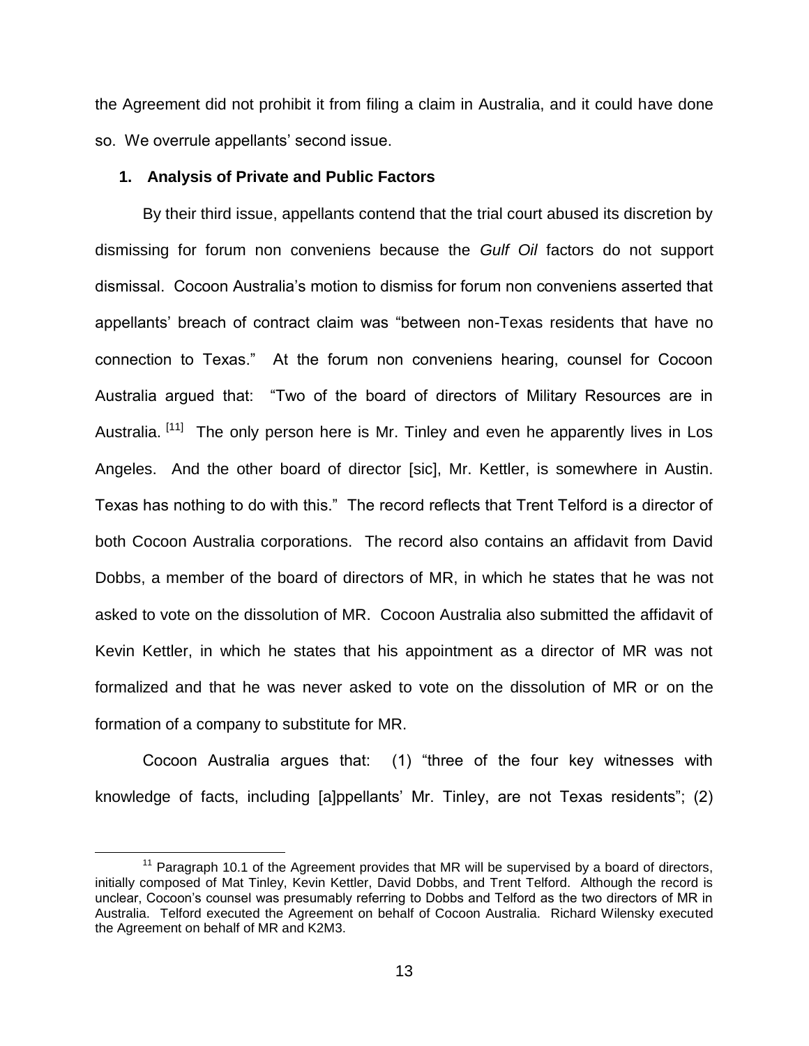the Agreement did not prohibit it from filing a claim in Australia, and it could have done so. We overrule appellants' second issue.

### 1. Analysis of Private and Public Factors

By their third issue, appellants contend that the trial court abused its discretion by dismissing for forum non conveniens because the *Gulf Oil* factors do not support dismissal. Cocoon Australia's motion to dismiss for forum non conveniens asserted that appellants' breach of contract claim was "between non-Texas residents that have no connection to Texas." At the forum non conveniens hearing, counsel for Cocoon Australia argued that: "Two of the board of directors of Military Resources are in Australia. [11] The only person here is Mr. Tinley and even he apparently lives in Los Angeles. And the other board of director [sic], Mr. Kettler, is somewhere in Austin. Texas has nothing to do with this." The record reflects that Trent Telford is a director of both Cocoon Australia corporations. The record also contains an affidavit from David Dobbs, a member of the board of directors of MR, in which he states that he was not asked to vote on the dissolution of MR. Cocoon Australia also submitted the affidavit of Kevin Kettler, in which he states that his appointment as a director of MR was not formalized and that he was never asked to vote on the dissolution of MR or on the formation of a company to substitute for MR.

Cocoon Australia argues that: (1) "three of the four key witnesses with knowledge of facts, including [a]ppellants' Mr. Tinley, are not Texas residents"; (2)

---

[11] Paragraph 10.1 of the Agreement provides that MR will be supervised by a board of directors, initially composed of Mat Tinley, Kevin Kettler, David Dobbs, and Trent Telford. Although the record is unclear, Cocoon's counsel was presumably referring to Dobbs and Telford as the two directors of MR in Australia. Telford executed the Agreement on behalf of Cocoon Australia. Richard Wilensky executed the Agreement on behalf of MR and K2M3.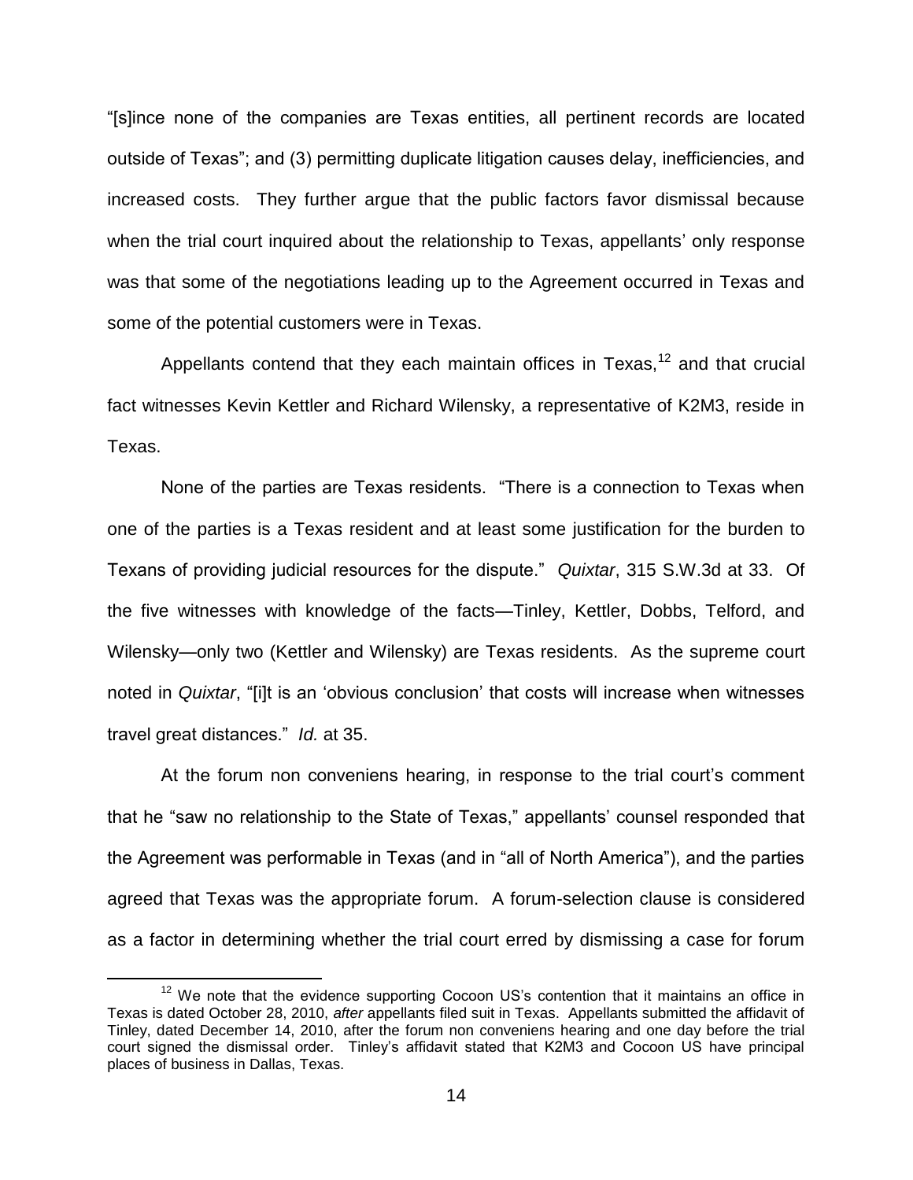"[s]ince none of the companies are Texas entities, all pertinent records are located outside of Texas"; and (3) permitting duplicate litigation causes delay, inefficiencies, and increased costs. They further argue that the public factors favor dismissal because when the trial court inquired about the relationship to Texas, appellants' only response was that some of the negotiations leading up to the Agreement occurred in Texas and some of the potential customers were in Texas.

Appellants contend that they each maintain offices in Texas,[12] and that crucial fact witnesses Kevin Kettler and Richard Wilensky, a representative of K2M3, reside in Texas.

None of the parties are Texas residents. "There is a connection to Texas when one of the parties is a Texas resident and at least some justification for the burden to Texans of providing judicial resources for the dispute." *Quixtar*, 315 S.W.3d at 33. Of the five witnesses with knowledge of the facts—Tinley, Kettler, Dobbs, Telford, and Wilensky—only two (Kettler and Wilensky) are Texas residents. As the supreme court noted in *Quixtar*, "[i]t is an 'obvious conclusion' that costs will increase when witnesses travel great distances." *Id.* at 35.

At the forum non conveniens hearing, in response to the trial court's comment that he "saw no relationship to the State of Texas," appellants' counsel responded that the Agreement was performable in Texas (and in "all of North America"), and the parties agreed that Texas was the appropriate forum. A forum-selection clause is considered as a factor in determining whether the trial court erred by dismissing a case for forum

[12] We note that the evidence supporting Cocoon US's contention that it maintains an office in Texas is dated October 28, 2010, *after* appellants filed suit in Texas. Appellants submitted the affidavit of Tinley, dated December 14, 2010, after the forum non conveniens hearing and one day before the trial court signed the dismissal order. Tinley's affidavit stated that K2M3 and Cocoon US have principal places of business in Dallas, Texas.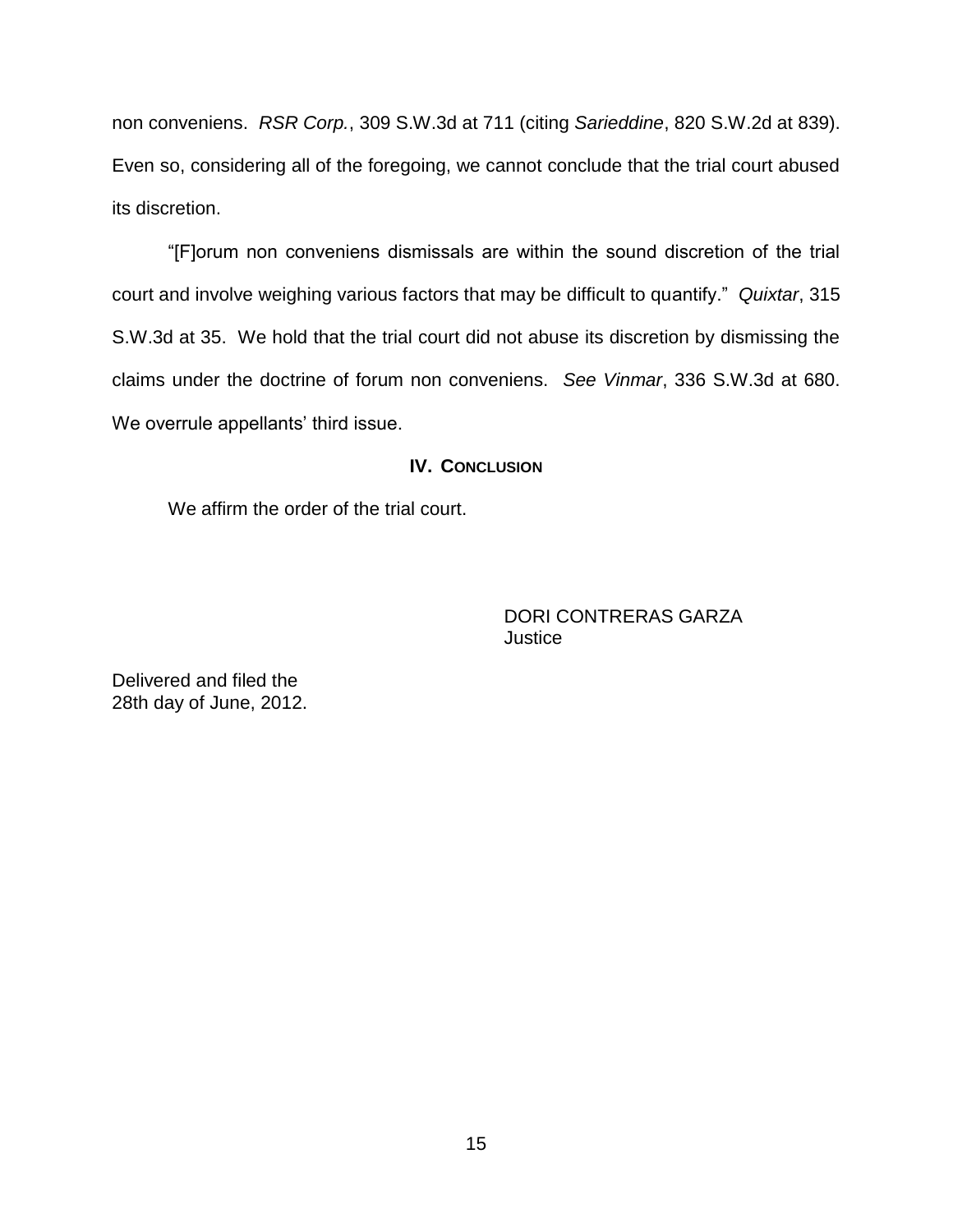non conveniens. *RSR Corp.*, 309 S.W.3d at 711 (citing *Sarieddine*, 820 S.W.2d at 839). Even so, considering all of the foregoing, we cannot conclude that the trial court abused its discretion.

"[F]orum non conveniens dismissals are within the sound discretion of the trial court and involve weighing various factors that may be difficult to quantify." *Quixtar*, 315 S.W.3d at 35. We hold that the trial court did not abuse its discretion by dismissing the claims under the doctrine of forum non conveniens. *See Vinmar*, 336 S.W.3d at 680. We overrule appellants' third issue.

## IV. CONCLUSION

We affirm the order of the trial court.

DORI CONTRERAS GARZA
Justice

Delivered and filed the
28th day of June, 2012.